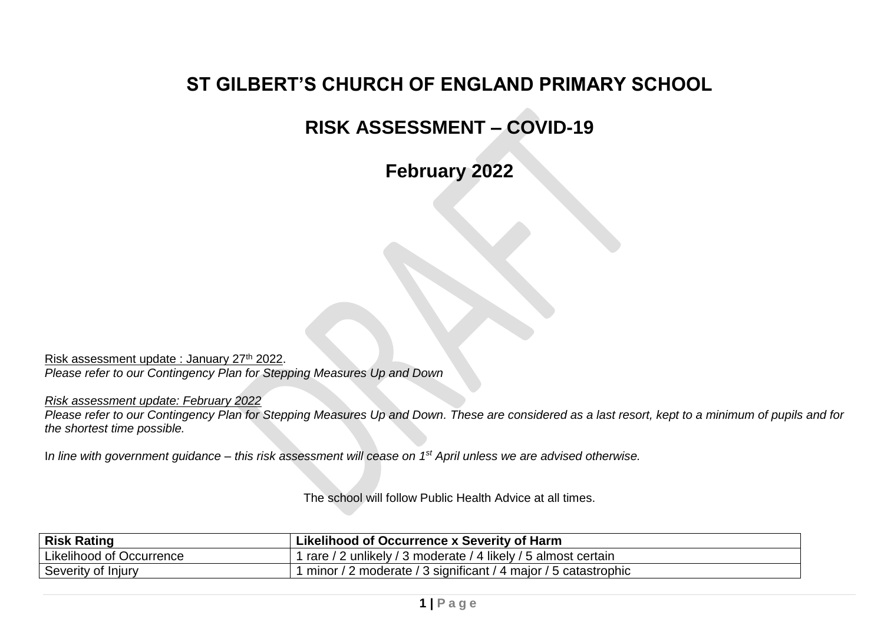# ST GILBERT'S CHURCH OF ENGLAND PRIMARY SCHOOL

# RISK ASSESSMENT – COVID-19

# February 2022

Risk assessment update : January 27th 2022.
*Please refer to our Contingency Plan for Stepping Measures Up and Down*

*Risk assessment update: February 2022*
*Please refer to our Contingency Plan for Stepping Measures Up and Down. These are considered as a last resort, kept to a minimum of pupils and for the shortest time possible.*

I*n line with government guidance – this risk assessment will cease on 1st April unless we are advised otherwise.*

The school will follow Public Health Advice at all times.

| **Risk Rating** | **Likelihood of Occurrence x Severity of Harm** |
|---|---|
| Likelihood of Occurrence | 1 rare / 2 unlikely / 3 moderate / 4 likely / 5 almost certain |
| Severity of Injury | 1 minor / 2 moderate / 3 significant / 4 major / 5 catastrophic |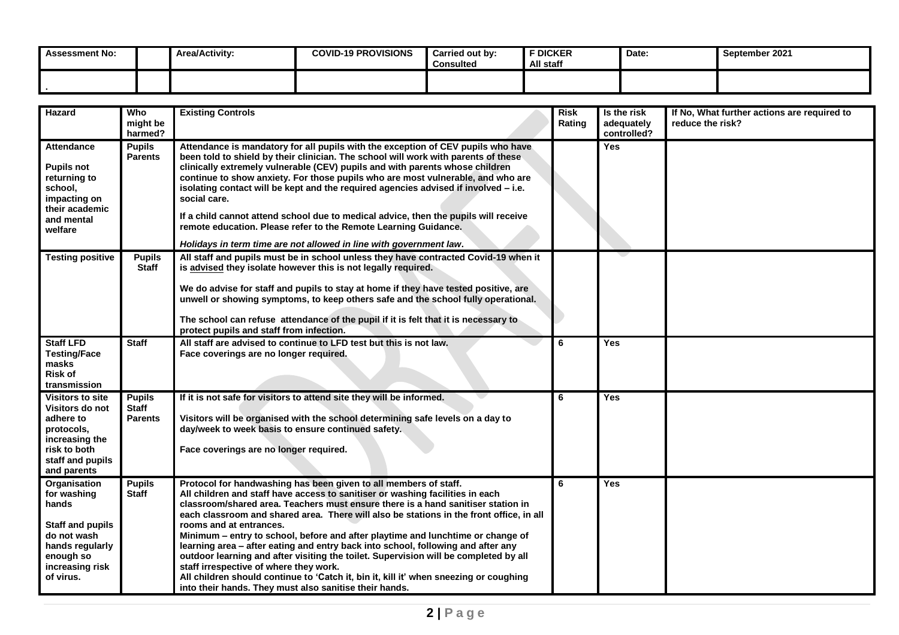| Assessment No: | | Area/Activity: | COVID-19 PROVISIONS | Carried out by: Consulted | F DICKER All staff | Date: | September 2021 |
|---|---|---|---|---|---|---|---|
| . | | | | | | | |

| Hazard | Who might be harmed? | Existing Controls | Risk Rating | Is the risk adequately controlled? | If No, What further actions are required to reduce the risk? |
|---|---|---|---|---|---|
| **Attendance**<br><br>**Pupils not returning to school, impacting on their academic and mental welfare** | **Pupils Parents** | **Attendance is mandatory for all pupils with the exception of CEV pupils who have been told to shield by their clinician. The school will work with parents of these clinically extremely vulnerable (CEV) pupils and with parents whose children continue to show anxiety. For those pupils who are most vulnerable, and who are isolating contact will be kept and the required agencies advised if involved – i.e. social care.**<br><br>**If a child cannot attend school due to medical advice, then the pupils will receive remote education. Please refer to the Remote Learning Guidance.**<br><br>***Holidays in term time are not allowed in line with government law*.** | | **Yes** | |
| **Testing positive** | **Pupils Staff** | **All staff and pupils must be in school unless they have contracted Covid-19 when it is advised they isolate however this is not legally required.**<br><br>**We do advise for staff and pupils to stay at home if they have tested positive, are unwell or showing symptoms, to keep others safe and the school fully operational.**<br><br>**The school can refuse attendance of the pupil if it is felt that it is necessary to protect pupils and staff from infection.** | | | |
| **Staff LFD Testing/Face masks Risk of transmission** | **Staff** | **All staff are advised to continue to LFD test but this is not law. Face coverings are no longer required.** | **6** | **Yes** | |
| **Visitors to site Visitors do not adhere to protocols, increasing the risk to both staff and pupils and parents** | **Pupils Staff Parents** | **If it is not safe for visitors to attend site they will be informed.**<br><br>**Visitors will be organised with the school determining safe levels on a day to day/week to week basis to ensure continued safety.**<br><br>**Face coverings are no longer required.** | **6** | **Yes** | |
| **Organisation for washing hands**<br><br>**Staff and pupils do not wash hands regularly enough so increasing risk of virus.** | **Pupils Staff** | **Protocol for handwashing has been given to all members of staff. All children and staff have access to sanitiser or washing facilities in each classroom/shared area. Teachers must ensure there is a hand sanitiser station in each classroom and shared area. There will also be stations in the front office, in all rooms and at entrances. Minimum – entry to school, before and after playtime and lunchtime or change of learning area – after eating and entry back into school, following and after any outdoor learning and after visiting the toilet. Supervision will be completed by all staff irrespective of where they work. All children should continue to 'Catch it, bin it, kill it' when sneezing or coughing into their hands. They must also sanitise their hands.** | **6** | **Yes** | |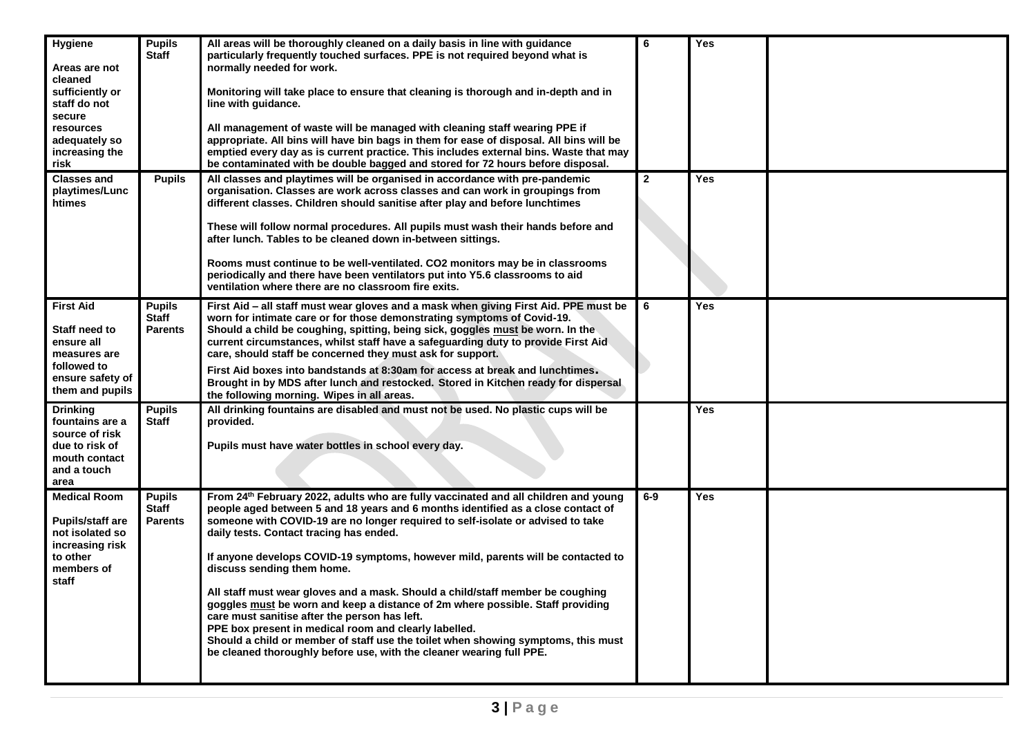| Hygiene<br><br>Areas are not cleaned sufficiently or staff do not secure resources adequately so increasing the risk | Pupils<br>Staff | All areas will be thoroughly cleaned on a daily basis in line with guidance particularly frequently touched surfaces. PPE is not required beyond what is normally needed for work.<br><br>Monitoring will take place to ensure that cleaning is thorough and in-depth and in line with guidance.<br><br>All management of waste will be managed with cleaning staff wearing PPE if appropriate. All bins will have bin bags in them for ease of disposal. All bins will be emptied every day as is current practice. This includes external bins. Waste that may be contaminated with be double bagged and stored for 72 hours before disposal. | 6 | Yes | |
|---|---|---|---|---|---|
| Classes and playtimes/Lunchtimes | Pupils | All classes and playtimes will be organised in accordance with pre-pandemic organisation. Classes are work across classes and can work in groupings from different classes. Children should sanitise after play and before lunchtimes<br><br>These will follow normal procedures. All pupils must wash their hands before and after lunch. Tables to be cleaned down in-between sittings.<br><br>Rooms must continue to be well-ventilated. CO2 monitors may be in classrooms periodically and there have been ventilators put into Y5.6 classrooms to aid ventilation where there are no classroom fire exits. | 2 | Yes | |
| First Aid<br><br>Staff need to ensure all measures are followed to ensure safety of them and pupils | Pupils<br>Staff<br>Parents | First Aid – all staff must wear gloves and a mask when giving First Aid. PPE must be worn for intimate care or for those demonstrating symptoms of Covid-19. Should a child be coughing, spitting, being sick, goggles <u>must</u> be worn. In the current circumstances, whilst staff have a safeguarding duty to provide First Aid care, should staff be concerned they must ask for support.<br><br>First Aid boxes into bandstands at 8:30am for access at break and lunchtimes. Brought in by MDS after lunch and restocked. Stored in Kitchen ready for dispersal the following morning. Wipes in all areas. | 6 | Yes | |
| Drinking fountains are a source of risk due to risk of mouth contact and a touch area | Pupils<br>Staff | All drinking fountains are disabled and must not be used. No plastic cups will be provided.<br><br>Pupils must have water bottles in school every day. | | Yes | |
| Medical Room<br><br>Pupils/staff are not isolated so increasing risk to other members of staff | Pupils<br>Staff<br>Parents | From 24th February 2022, adults who are fully vaccinated and all children and young people aged between 5 and 18 years and 6 months identified as a close contact of someone with COVID-19 are no longer required to self-isolate or advised to take daily tests. Contact tracing has ended.<br><br>If anyone develops COVID-19 symptoms, however mild, parents will be contacted to discuss sending them home.<br><br>All staff must wear gloves and a mask. Should a child/staff member be coughing goggles <u>must</u> be worn and keep a distance of 2m where possible. Staff providing care must sanitise after the person has left.<br>PPE box present in medical room and clearly labelled.<br>Should a child or member of staff use the toilet when showing symptoms, this must be cleaned thoroughly before use, with the cleaner wearing full PPE. | 6-9 | Yes | |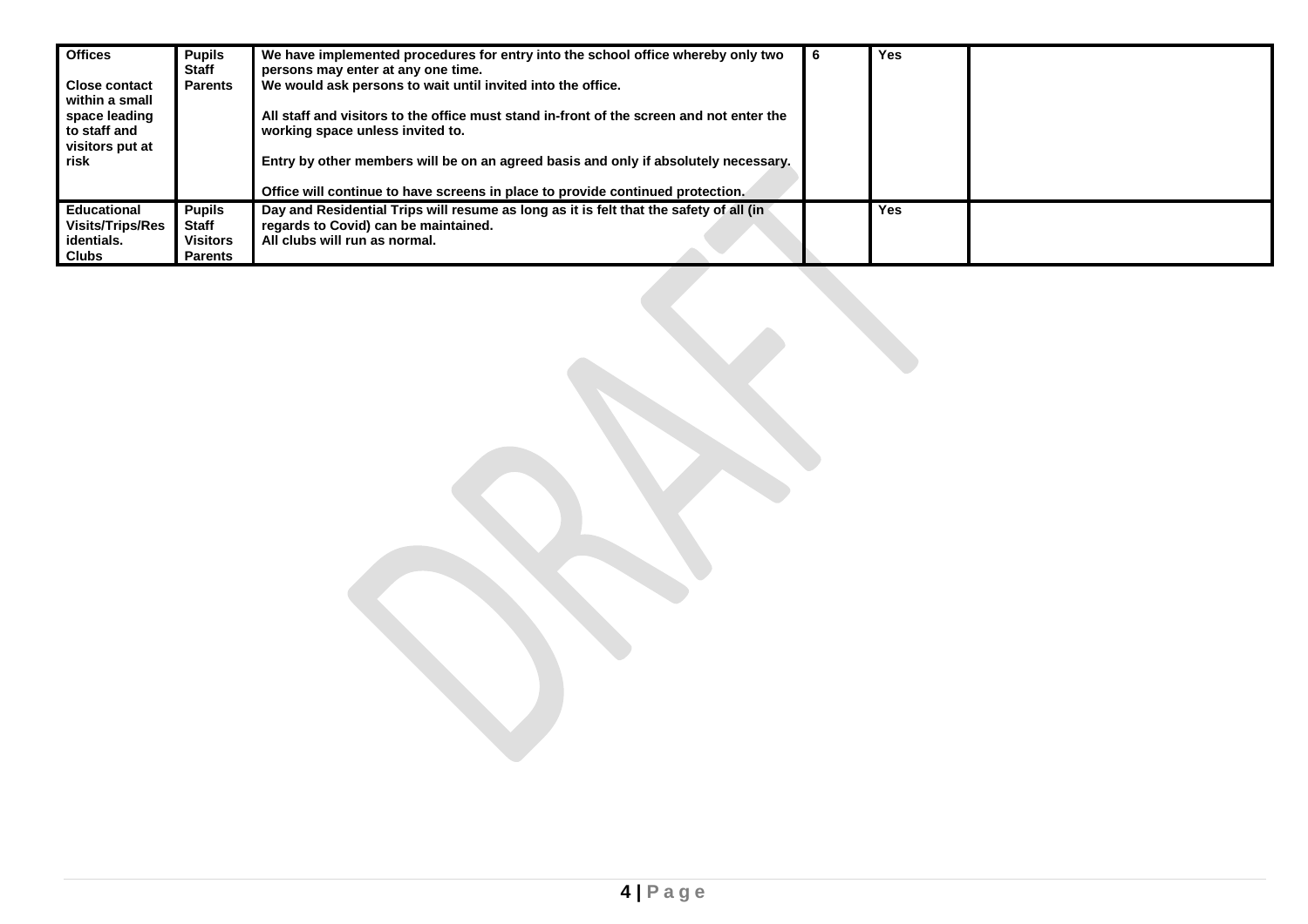| | | | | | |
|---|---|---|---|---|---|
| **Offices**<br><br>**Close contact within a small space leading to staff and visitors put at risk** | **Pupils Staff Parents** | **We have implemented procedures for entry into the school office whereby only two persons may enter at any one time.**<br>**We would ask persons to wait until invited into the office.**<br><br>**All staff and visitors to the office must stand in-front of the screen and not enter the working space unless invited to.**<br><br>**Entry by other members will be on an agreed basis and only if absolutely necessary.**<br><br>**Office will continue to have screens in place to provide continued protection.** | **6** | **Yes** | |
| **Educational Visits/Trips/Residentials. Clubs** | **Pupils Staff Visitors Parents** | **Day and Residential Trips will resume as long as it is felt that the safety of all (in regards to Covid) can be maintained.**<br>**All clubs will run as normal.** | | **Yes** | |